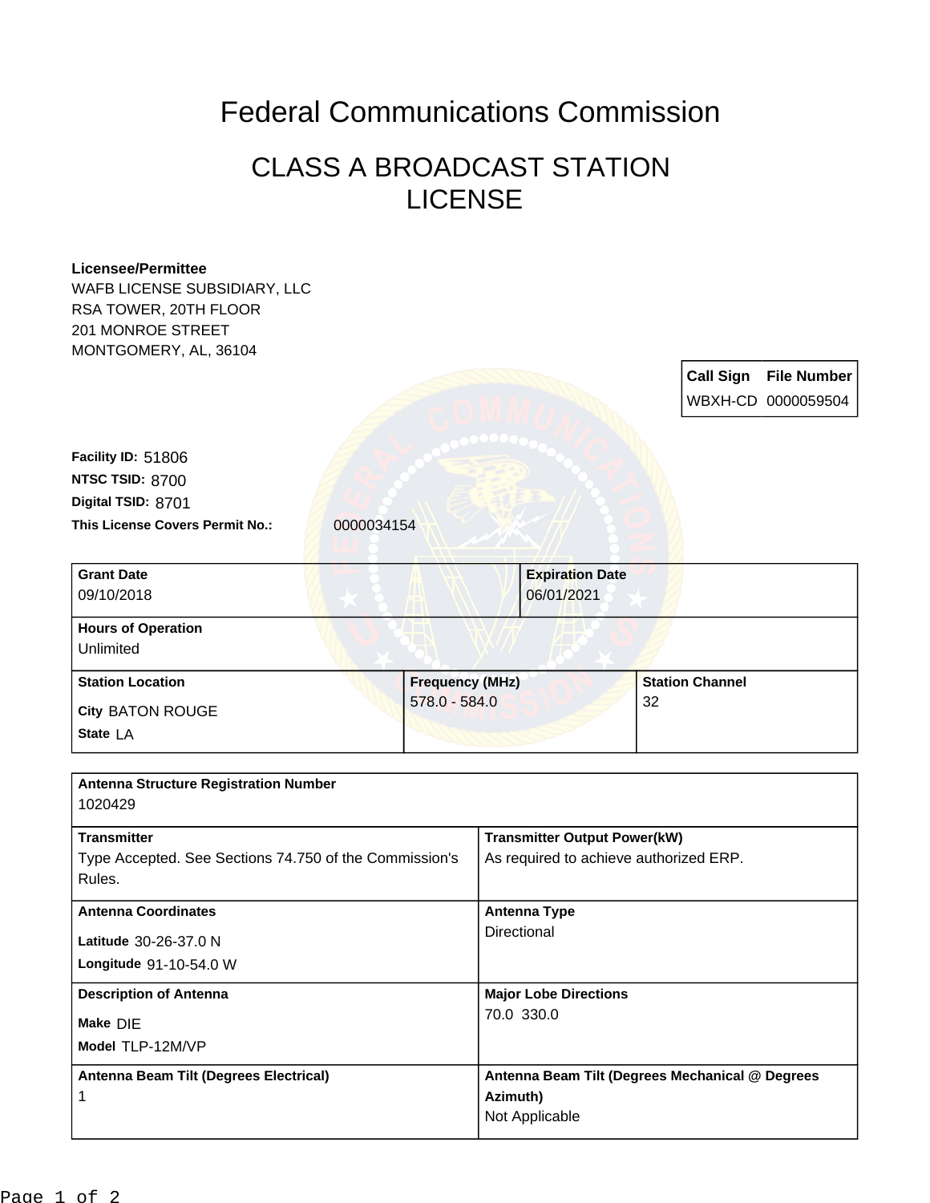# Federal Communications Commission

## CLASS A BROADCAST STATION LICENSE

**Licensee/Permittee**
WAFB LICENSE SUBSIDIARY, LLC
RSA TOWER, 20TH FLOOR
201 MONROE STREET
MONTGOMERY, AL, 36104

| Call Sign | File Number |
|---|---|
| WBXH-CD | 0000059504 |

**Facility ID:** 51806
**NTSC TSID:** 8700
**Digital TSID:** 8701
**This License Covers Permit No.:** 0000034154

| Grant Date | Expiration Date |
|---|---|
| 09/10/2018 | 06/01/2021 |

**Hours of Operation**
Unlimited

| Station Location | Frequency (MHz) | Station Channel |
|---|---|---|
| City BATON ROUGE<br>State LA | 578.0 - 584.0 | 32 |

**Antenna Structure Registration Number**
1020429

| Transmitter | Transmitter Output Power(kW) |
|---|---|
| Type Accepted. See Sections 74.750 of the Commission's Rules. | As required to achieve authorized ERP. |

| Antenna Coordinates | Antenna Type |
|---|---|
| Latitude 30-26-37.0 N<br>Longitude 91-10-54.0 W | Directional |

| Description of Antenna | Major Lobe Directions |
|---|---|
| Make DIE<br>Model TLP-12M/VP | 70.0 330.0 |

| Antenna Beam Tilt (Degrees Electrical) | Antenna Beam Tilt (Degrees Mechanical @ Degrees Azimuth) |
|---|---|
| 1 | Not Applicable |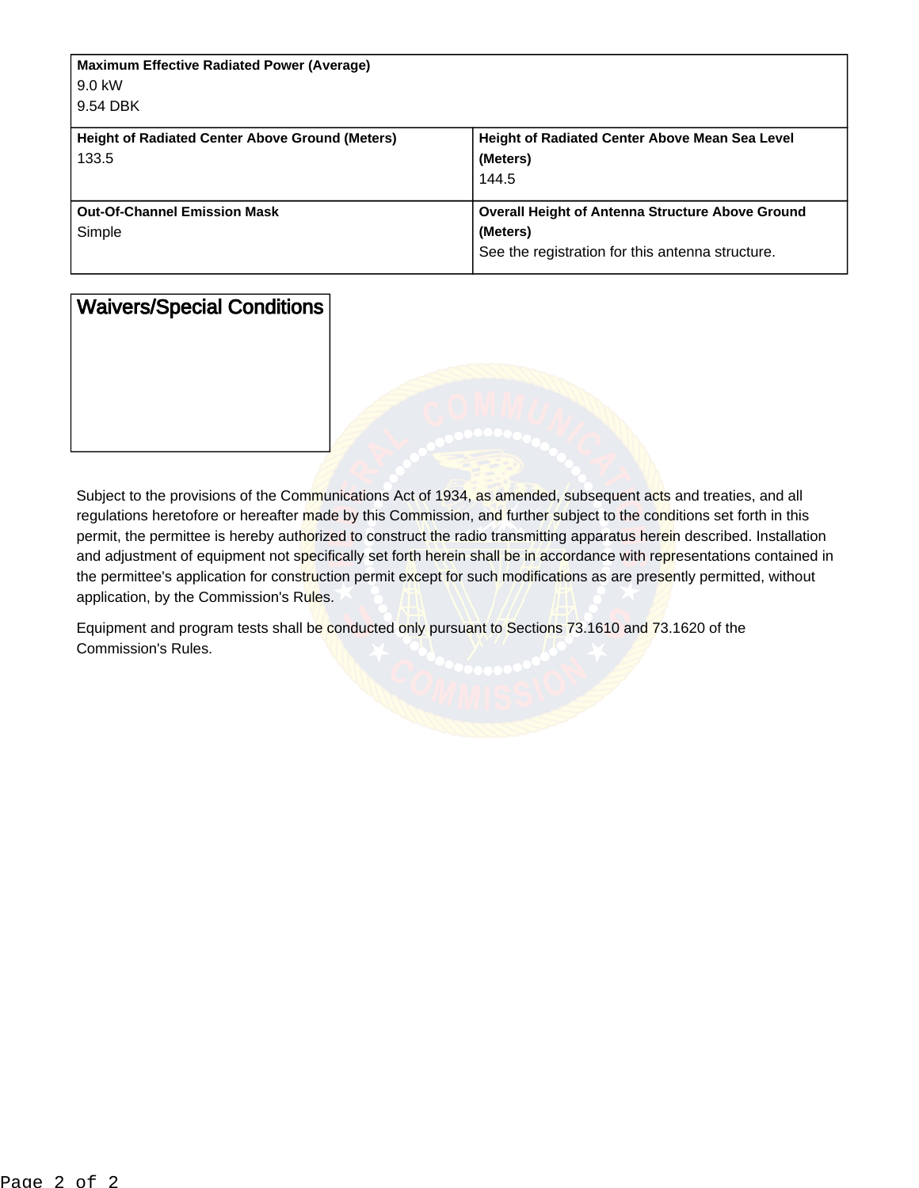| | |
|---|---|
| **Maximum Effective Radiated Power (Average)**<br>9.0 kW<br>9.54 DBK | |
| **Height of Radiated Center Above Ground (Meters)**<br>133.5 | **Height of Radiated Center Above Mean Sea Level (Meters)**<br>144.5 |
| **Out-Of-Channel Emission Mask**<br>Simple | **Overall Height of Antenna Structure Above Ground (Meters)**<br>See the registration for this antenna structure. |

## Waivers/Special Conditions

Subject to the provisions of the Communications Act of 1934, as amended, subsequent acts and treaties, and all regulations heretofore or hereafter made by this Commission, and further subject to the conditions set forth in this permit, the permittee is hereby authorized to construct the radio transmitting apparatus herein described. Installation and adjustment of equipment not specifically set forth herein shall be in accordance with representations contained in the permittee's application for construction permit except for such modifications as are presently permitted, without application, by the Commission's Rules.

Equipment and program tests shall be conducted only pursuant to Sections 73.1610 and 73.1620 of the Commission's Rules.